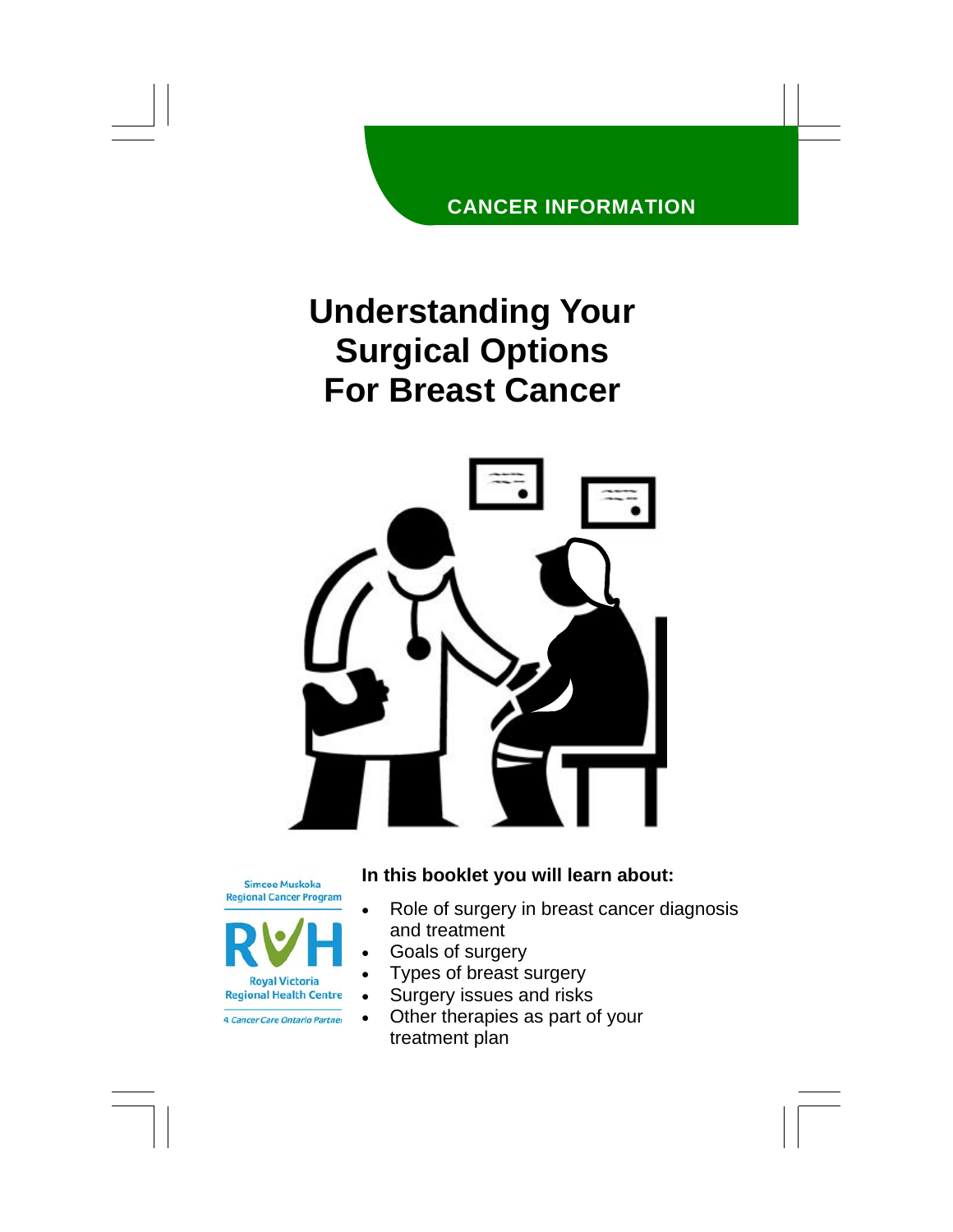CANCER INFORMATION

# Understanding Your Surgical Options For Breast Cancer

Simcoe Muskoka Regional Cancer Program

RVH

Royal Victoria Regional Health Centre

A Cancer Care Ontario Partner

**In this booklet you will learn about:**

- Role of surgery in breast cancer diagnosis and treatment
- Goals of surgery
- Types of breast surgery
- Surgery issues and risks
- Other therapies as part of your treatment plan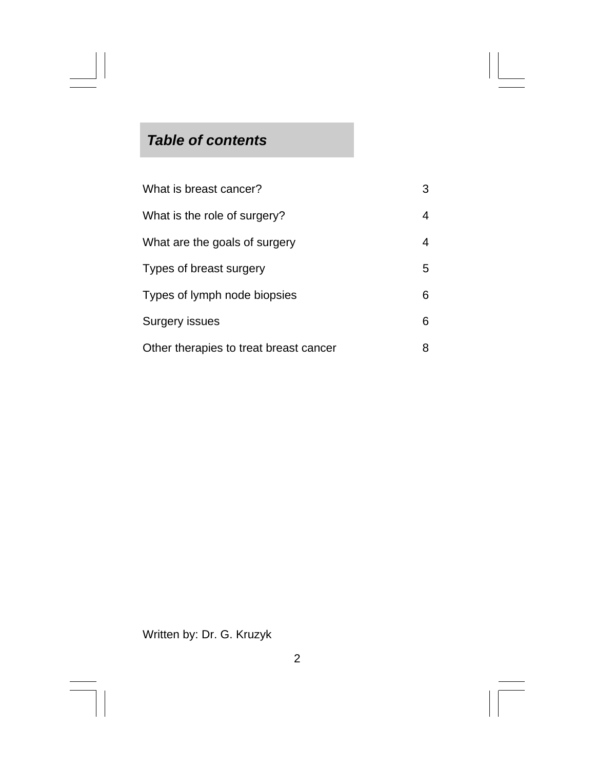## ***Table of contents***

| | |
|---|---|
| What is breast cancer? | 3 |
| What is the role of surgery? | 4 |
| What are the goals of surgery | 4 |
| Types of breast surgery | 5 |
| Types of lymph node biopsies | 6 |
| Surgery issues | 6 |
| Other therapies to treat breast cancer | 8 |

Written by: Dr. G. Kruzyk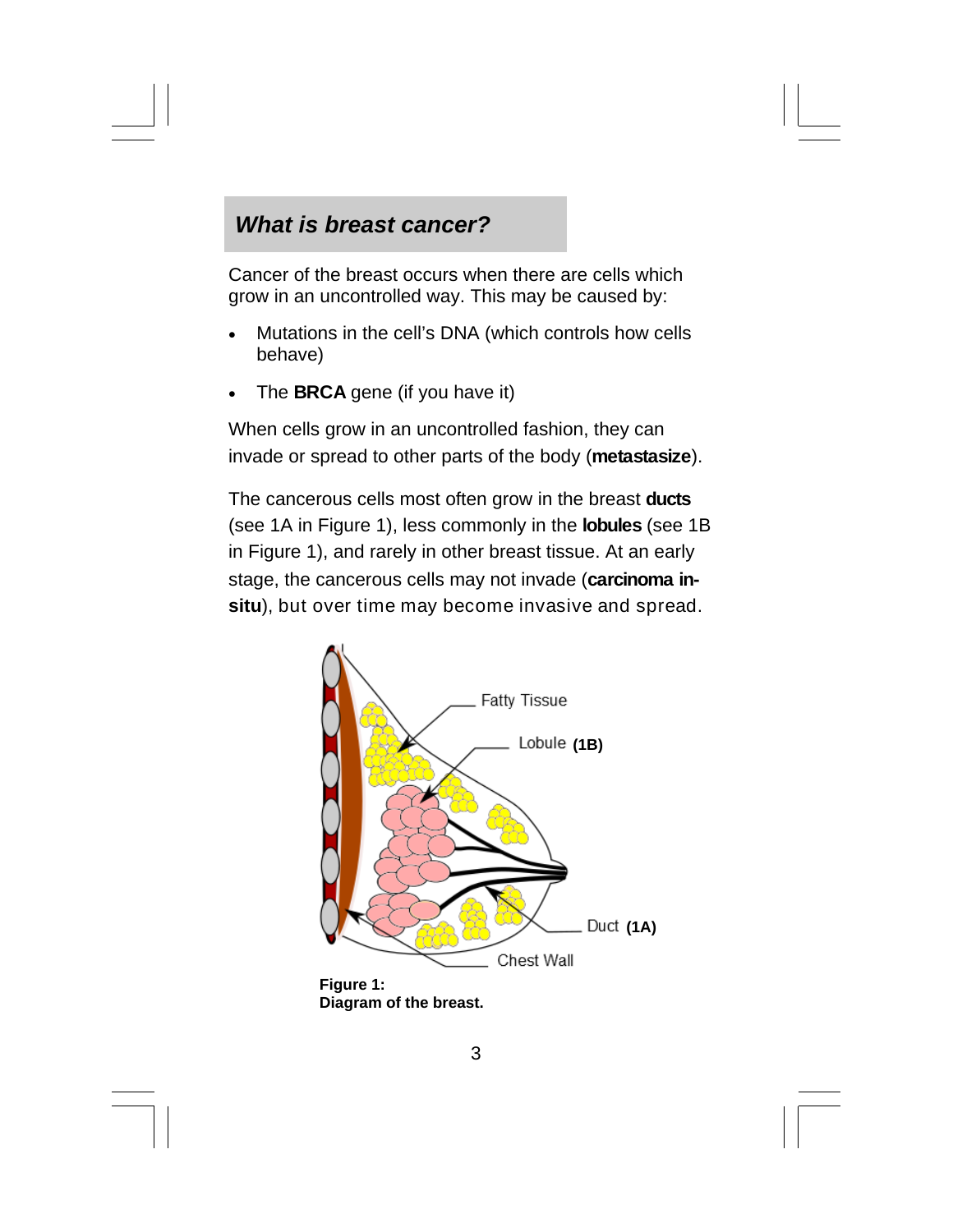## *What is breast cancer?*

Cancer of the breast occurs when there are cells which grow in an uncontrolled way. This may be caused by:

- Mutations in the cell's DNA (which controls how cells behave)
- The **BRCA** gene (if you have it)

When cells grow in an uncontrolled fashion, they can invade or spread to other parts of the body (**metastasize**).

The cancerous cells most often grow in the breast **ducts** (see 1A in Figure 1), less commonly in the **lobules** (see 1B in Figure 1), and rarely in other breast tissue. At an early stage, the cancerous cells may not invade (**carcinoma in-situ**), but over time may become invasive and spread.

Fatty Tissue

Lobule **(1B)**

Duct **(1A)**

Chest Wall

**Figure 1:**
**Diagram of the breast.**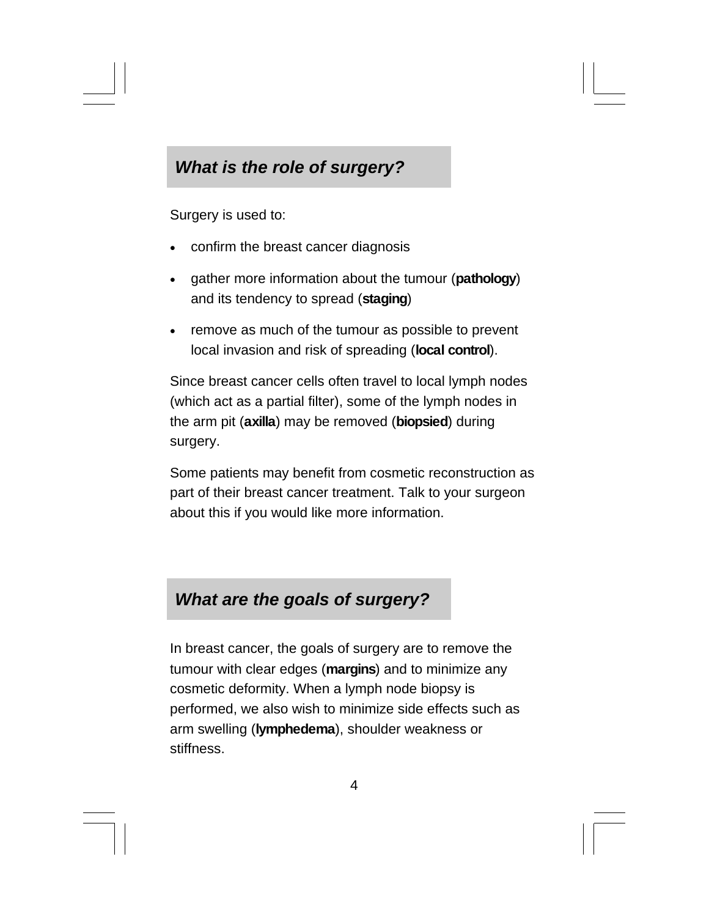## *What is the role of surgery?*

Surgery is used to:

- confirm the breast cancer diagnosis
- gather more information about the tumour (**pathology**) and its tendency to spread (**staging**)
- remove as much of the tumour as possible to prevent local invasion and risk of spreading (**local control**).

Since breast cancer cells often travel to local lymph nodes (which act as a partial filter), some of the lymph nodes in the arm pit (**axilla**) may be removed (**biopsied**) during surgery.

Some patients may benefit from cosmetic reconstruction as part of their breast cancer treatment. Talk to your surgeon about this if you would like more information.

## *What are the goals of surgery?*

In breast cancer, the goals of surgery are to remove the tumour with clear edges (**margins**) and to minimize any cosmetic deformity. When a lymph node biopsy is performed, we also wish to minimize side effects such as arm swelling (**lymphedema**), shoulder weakness or stiffness.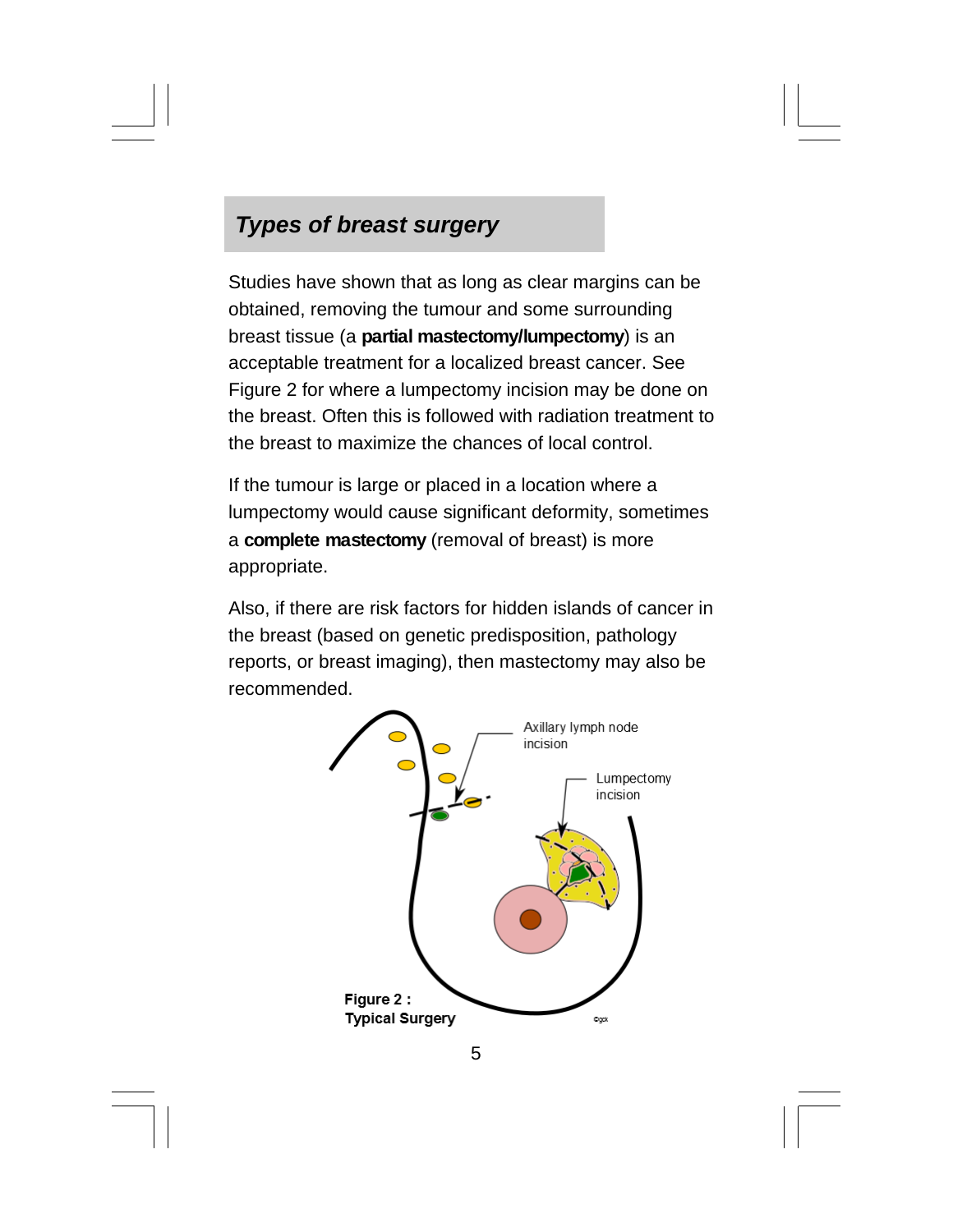## *Types of breast surgery*

Studies have shown that as long as clear margins can be obtained, removing the tumour and some surrounding breast tissue (a **partial mastectomy/lumpectomy**) is an acceptable treatment for a localized breast cancer. See Figure 2 for where a lumpectomy incision may be done on the breast. Often this is followed with radiation treatment to the breast to maximize the chances of local control.

If the tumour is large or placed in a location where a lumpectomy would cause significant deformity, sometimes a **complete mastectomy** (removal of breast) is more appropriate.

Also, if there are risk factors for hidden islands of cancer in the breast (based on genetic predisposition, pathology reports, or breast imaging), then mastectomy may also be recommended.

Axillary lymph node incision

Lumpectomy incision

**Figure 2 : Typical Surgery**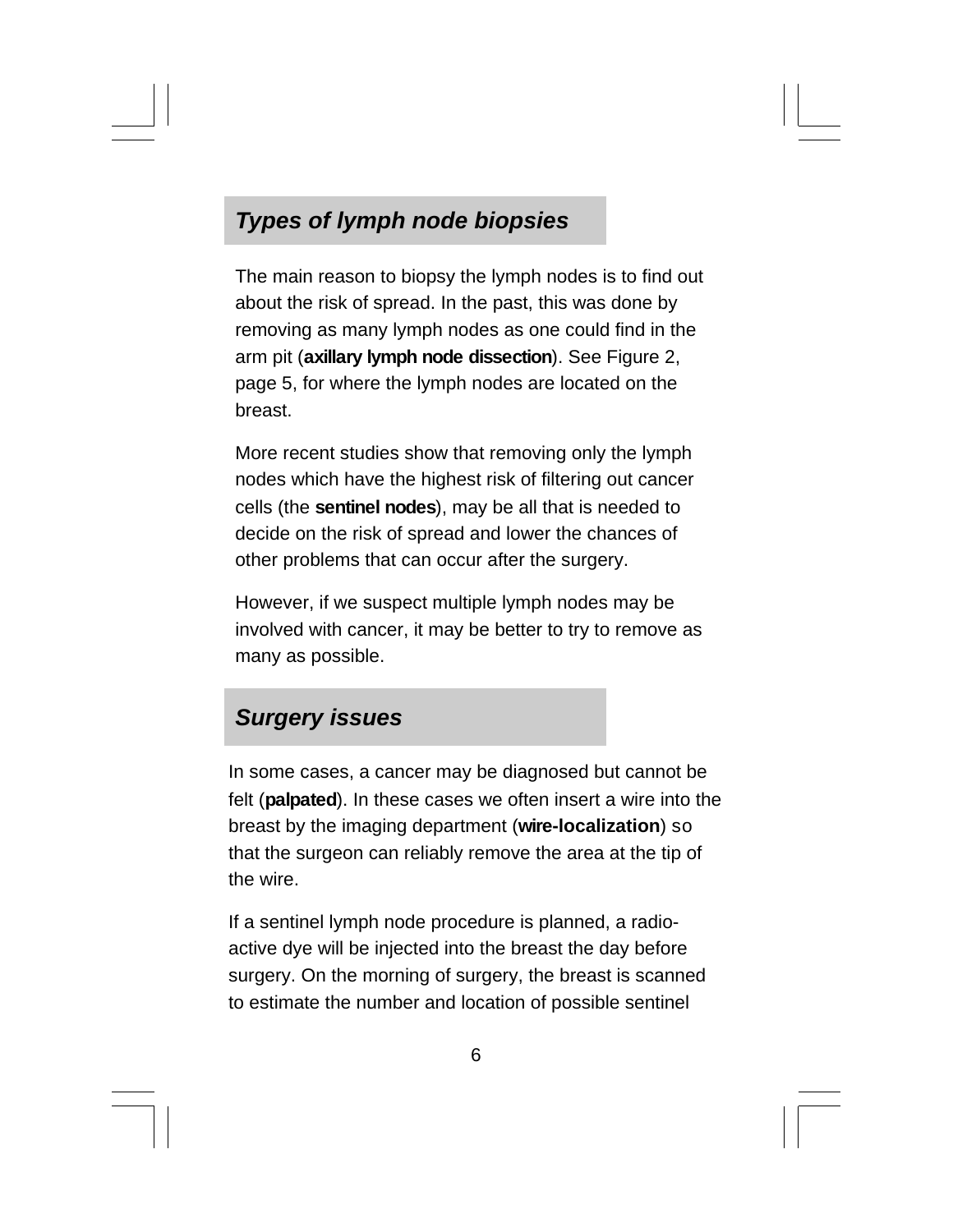## *Types of lymph node biopsies*

The main reason to biopsy the lymph nodes is to find out about the risk of spread. In the past, this was done by removing as many lymph nodes as one could find in the arm pit (**axillary lymph node dissection**). See Figure 2, page 5, for where the lymph nodes are located on the breast.

More recent studies show that removing only the lymph nodes which have the highest risk of filtering out cancer cells (the **sentinel nodes**), may be all that is needed to decide on the risk of spread and lower the chances of other problems that can occur after the surgery.

However, if we suspect multiple lymph nodes may be involved with cancer, it may be better to try to remove as many as possible.

## *Surgery issues*

In some cases, a cancer may be diagnosed but cannot be felt (**palpated**). In these cases we often insert a wire into the breast by the imaging department (**wire-localization**) so that the surgeon can reliably remove the area at the tip of the wire.

If a sentinel lymph node procedure is planned, a radio-active dye will be injected into the breast the day before surgery. On the morning of surgery, the breast is scanned to estimate the number and location of possible sentinel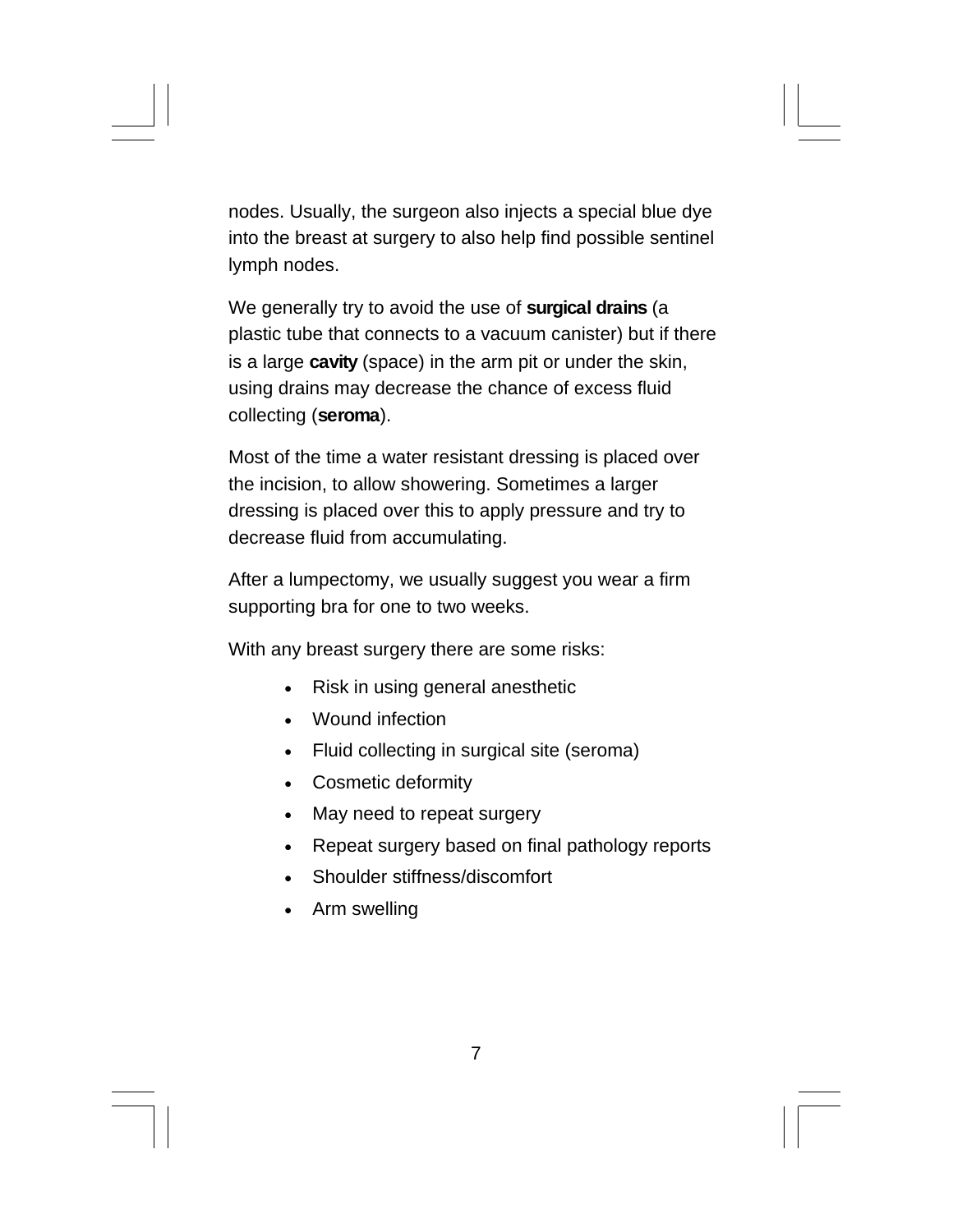nodes. Usually, the surgeon also injects a special blue dye into the breast at surgery to also help find possible sentinel lymph nodes.

We generally try to avoid the use of **surgical drains** (a plastic tube that connects to a vacuum canister) but if there is a large **cavity** (space) in the arm pit or under the skin, using drains may decrease the chance of excess fluid collecting (**seroma**).

Most of the time a water resistant dressing is placed over the incision, to allow showering. Sometimes a larger dressing is placed over this to apply pressure and try to decrease fluid from accumulating.

After a lumpectomy, we usually suggest you wear a firm supporting bra for one to two weeks.

With any breast surgery there are some risks:

- Risk in using general anesthetic
- Wound infection
- Fluid collecting in surgical site (seroma)
- Cosmetic deformity
- May need to repeat surgery
- Repeat surgery based on final pathology reports
- Shoulder stiffness/discomfort
- Arm swelling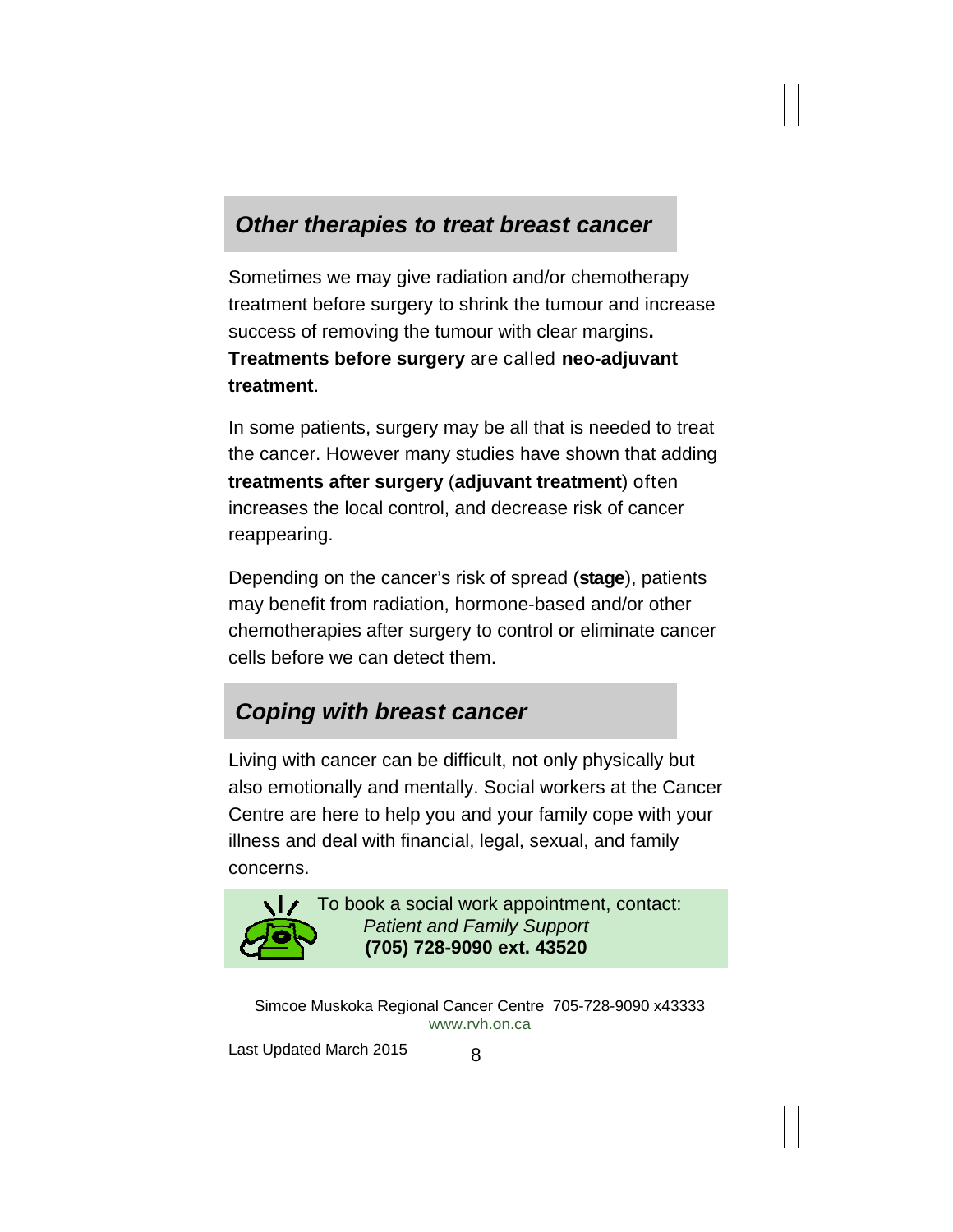## *Other therapies to treat breast cancer*

Sometimes we may give radiation and/or chemotherapy treatment before surgery to shrink the tumour and increase success of removing the tumour with clear margins**.** **Treatments before surgery** are called **neo-adjuvant treatment**.

In some patients, surgery may be all that is needed to treat the cancer. However many studies have shown that adding **treatments after surgery** (**adjuvant treatment**) often increases the local control, and decrease risk of cancer reappearing.

Depending on the cancer's risk of spread (**stage**), patients may benefit from radiation, hormone-based and/or other chemotherapies after surgery to control or eliminate cancer cells before we can detect them.

## *Coping with breast cancer*

Living with cancer can be difficult, not only physically but also emotionally and mentally. Social workers at the Cancer Centre are here to help you and your family cope with your illness and deal with financial, legal, sexual, and family concerns.

To book a social work appointment, contact:
*Patient and Family Support*
**(705) 728-9090 ext. 43520**

Simcoe Muskoka Regional Cancer Centre 705-728-9090 x43333
www.rvh.on.ca

Last Updated March 2015